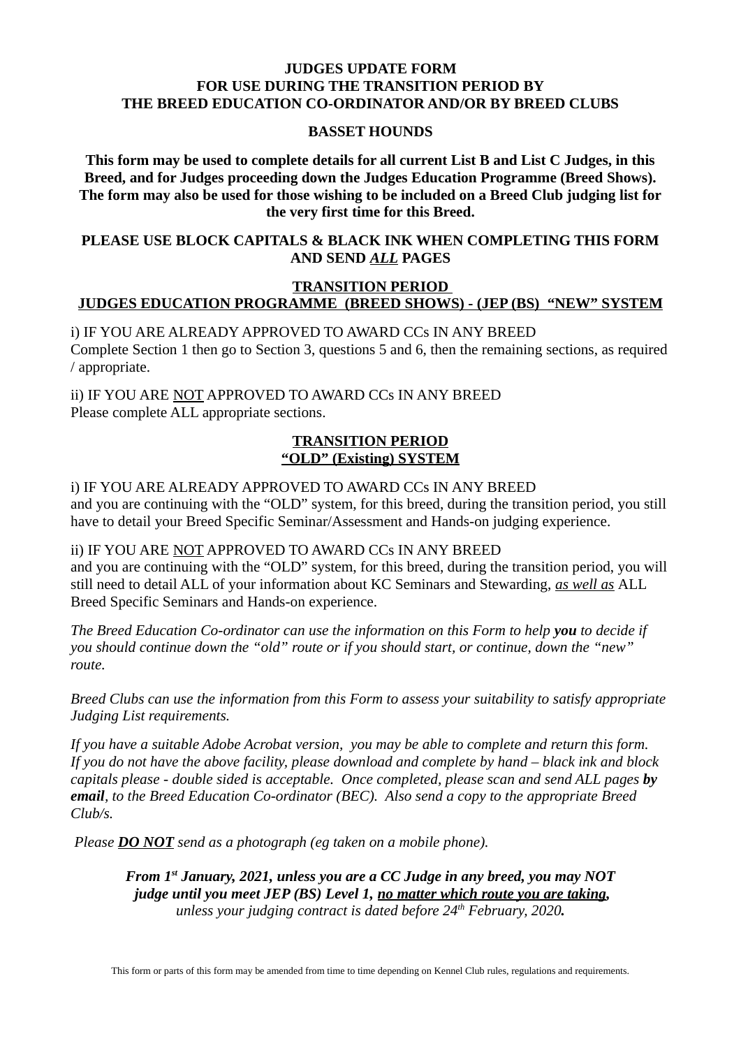# JUDGES UPDATE FORM
# FOR USE DURING THE TRANSITION PERIOD BY
# THE BREED EDUCATION CO-ORDINATOR AND/OR BY BREED CLUBS

## BASSET HOUNDS

**This form may be used to complete details for all current List B and List C Judges, in this Breed, and for Judges proceeding down the Judges Education Programme (Breed Shows). The form may also be used for those wishing to be included on a Breed Club judging list for the very first time for this Breed.**

**PLEASE USE BLOCK CAPITALS & BLACK INK WHEN COMPLETING THIS FORM AND SEND *ALL* PAGES**

## TRANSITION PERIOD
## JUDGES EDUCATION PROGRAMME (BREED SHOWS) - (JEP (BS) "NEW" SYSTEM

i) IF YOU ARE ALREADY APPROVED TO AWARD CCs IN ANY BREED
Complete Section 1 then go to Section 3, questions 5 and 6, then the remaining sections, as required / appropriate.

ii) IF YOU ARE NOT APPROVED TO AWARD CCs IN ANY BREED
Please complete ALL appropriate sections.

## TRANSITION PERIOD
## "OLD" (Existing) SYSTEM

i) IF YOU ARE ALREADY APPROVED TO AWARD CCs IN ANY BREED
and you are continuing with the "OLD" system, for this breed, during the transition period, you still have to detail your Breed Specific Seminar/Assessment and Hands-on judging experience.

ii) IF YOU ARE NOT APPROVED TO AWARD CCs IN ANY BREED
and you are continuing with the "OLD" system, for this breed, during the transition period, you will still need to detail ALL of your information about KC Seminars and Stewarding, *as well as* ALL Breed Specific Seminars and Hands-on experience.

*The Breed Education Co-ordinator can use the information on this Form to help **you** to decide if you should continue down the "old" route or if you should start, or continue, down the "new" route.*

*Breed Clubs can use the information from this Form to assess your suitability to satisfy appropriate Judging List requirements.*

*If you have a suitable Adobe Acrobat version, you may be able to complete and return this form. If you do not have the above facility, please download and complete by hand – black ink and block capitals please - double sided is acceptable. Once completed, please scan and send ALL pages **by email**, to the Breed Education Co-ordinator (BEC). Also send a copy to the appropriate Breed Club/s.*

*Please **DO NOT** send as a photograph (eg taken on a mobile phone).*

***From 1st January, 2021, unless you are a CC Judge in any breed, you may NOT judge until you meet JEP (BS) Level 1, no matter which route you are taking,*** *unless your judging contract is dated before 24th February, 2020.*

This form or parts of this form may be amended from time to time depending on Kennel Club rules, regulations and requirements.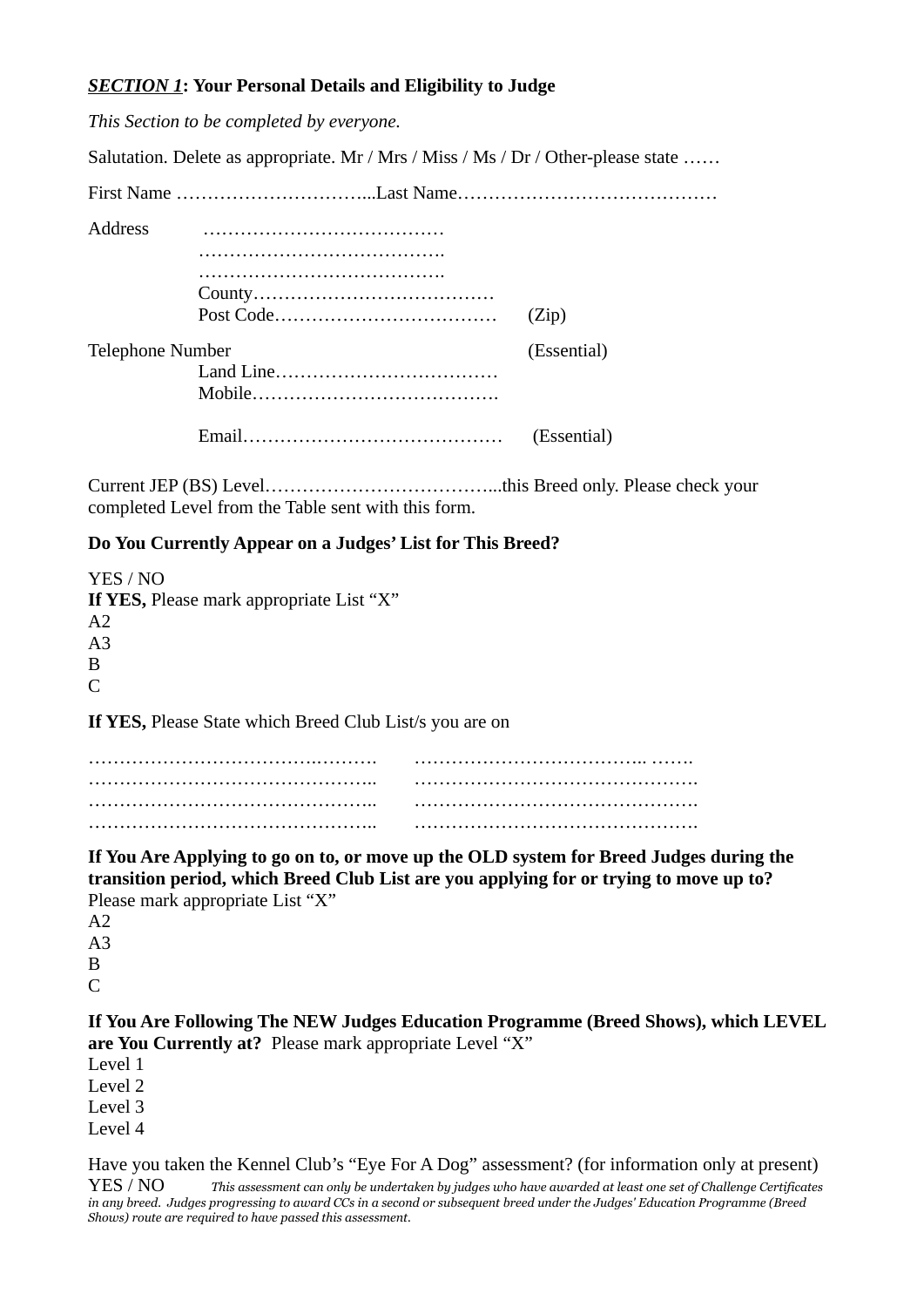***SECTION 1*: Your Personal Details and Eligibility to Judge**

*This Section to be completed by everyone.*

Salutation. Delete as appropriate. Mr / Mrs / Miss / Ms / Dr / Other-please state ……

First Name …………………………...Last Name……………………………………

Address ………………………………… 
………………………………….
………………………………….
County…………………………………
Post Code……………………………… (Zip)

Telephone Number (Essential)
Land Line………………………………
Mobile………………………………….

Email…………………………………… (Essential)

Current JEP (BS) Level………………………………...this Breed only. Please check your completed Level from the Table sent with this form.

**Do You Currently Appear on a Judges' List for This Breed?**

YES / NO
**If YES,** Please mark appropriate List "X"
A2
A3
B
C

**If YES,** Please State which Breed Club List/s you are on

………………………………..………. ……………………………….. …….
……………………………………….. ……………………………………….
……………………………………….. ……………………………………….
……………………………………….. ……………………………………….

**If You Are Applying to go on to, or move up the OLD system for Breed Judges during the transition period, which Breed Club List are you applying for or trying to move up to?**
Please mark appropriate List "X"
A2
A3
B
C

**If You Are Following The NEW Judges Education Programme (Breed Shows), which LEVEL are You Currently at?** Please mark appropriate Level "X"
Level 1
Level 2
Level 3
Level 4

Have you taken the Kennel Club's "Eye For A Dog" assessment? (for information only at present)
YES / NO *This assessment can only be undertaken by judges who have awarded at least one set of Challenge Certificates in any breed. Judges progressing to award CCs in a second or subsequent breed under the Judges' Education Programme (Breed Shows) route are required to have passed this assessment.*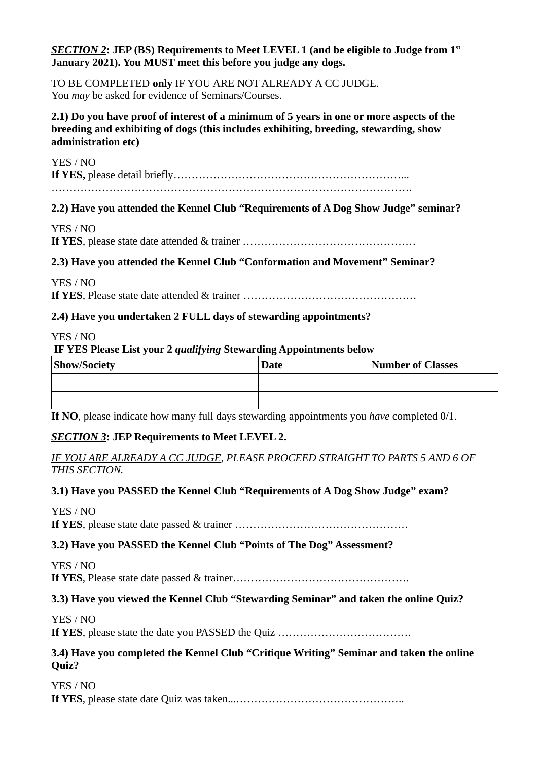***SECTION 2*: JEP (BS) Requirements to Meet LEVEL 1 (and be eligible to Judge from 1st January 2021). You MUST meet this before you judge any dogs.**

TO BE COMPLETED **only** IF YOU ARE NOT ALREADY A CC JUDGE.
You *may* be asked for evidence of Seminars/Courses.

**2.1) Do you have proof of interest of a minimum of 5 years in one or more aspects of the breeding and exhibiting of dogs (this includes exhibiting, breeding, stewarding, show administration etc)**

YES / NO
**If YES,** please detail briefly…………………………………………………………...
……………………………………………………………………………………….

**2.2) Have you attended the Kennel Club "Requirements of A Dog Show Judge" seminar?**

YES / NO
**If YES**, please state date attended & trainer …………………………………………

**2.3) Have you attended the Kennel Club "Conformation and Movement" Seminar?**

YES / NO
**If YES**, Please state date attended & trainer …………………………………………

**2.4) Have you undertaken 2 FULL days of stewarding appointments?**

YES / NO
**IF YES Please List your 2 *qualifying* Stewarding Appointments below**

| Show/Society | Date | Number of Classes |
|---|---|---|
| | | |
| | | |

**If NO**, please indicate how many full days stewarding appointments you *have* completed 0/1.

***SECTION 3*: JEP Requirements to Meet LEVEL 2.**

*IF YOU ARE ALREADY A CC JUDGE, PLEASE PROCEED STRAIGHT TO PARTS 5 AND 6 OF THIS SECTION.*

**3.1) Have you PASSED the Kennel Club "Requirements of A Dog Show Judge" exam?**

YES / NO
**If YES**, please state date passed & trainer …………………………………………

**3.2) Have you PASSED the Kennel Club "Points of The Dog" Assessment?**

YES / NO
**If YES**, Please state date passed & trainer………………………………………….

**3.3) Have you viewed the Kennel Club "Stewarding Seminar" and taken the online Quiz?**

YES / NO
**If YES**, please state the date you PASSED the Quiz ……………………………….

**3.4) Have you completed the Kennel Club "Critique Writing" Seminar and taken the online Quiz?**

YES / NO
**If YES**, please state date Quiz was taken...………………………………………..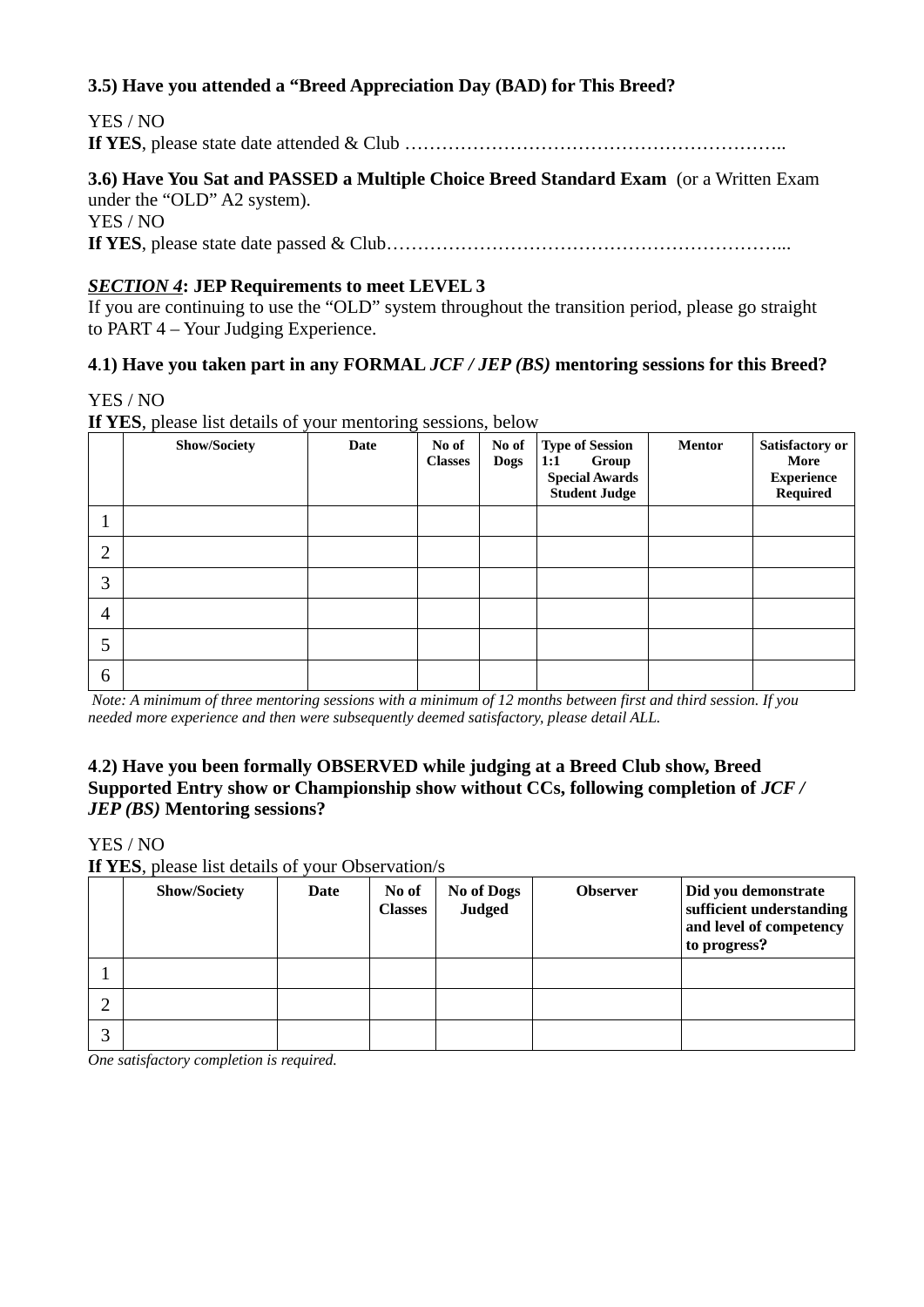**3.5) Have you attended a "Breed Appreciation Day (BAD) for This Breed?**

YES / NO
**If YES**, please state date attended & Club ……………………………………………………..

**3.6) Have You Sat and PASSED a Multiple Choice Breed Standard Exam** (or a Written Exam under the "OLD" A2 system).
YES / NO
**If YES**, please state date passed & Club……………………………………………………...

***SECTION 4*: JEP Requirements to meet LEVEL 3**
If you are continuing to use the "OLD" system throughout the transition period, please go straight to PART 4 – Your Judging Experience.

**4.1) Have you taken part in any FORMAL *JCF / JEP (BS)* mentoring sessions for this Breed?**

YES / NO
**If YES**, please list details of your mentoring sessions, below

| | Show/Society | Date | No of Classes | No of Dogs | Type of Session 1:1 Group Special Awards Student Judge | Mentor | Satisfactory or More Experience Required |
|---|---|---|---|---|---|---|---|
| 1 | | | | | | | |
| 2 | | | | | | | |
| 3 | | | | | | | |
| 4 | | | | | | | |
| 5 | | | | | | | |
| 6 | | | | | | | |

*Note: A minimum of three mentoring sessions with a minimum of 12 months between first and third session. If you needed more experience and then were subsequently deemed satisfactory, please detail ALL.*

**4.2) Have you been formally OBSERVED while judging at a Breed Club show, Breed Supported Entry show or Championship show without CCs, following completion of *JCF / JEP (BS)* Mentoring sessions?**

YES / NO
**If YES**, please list details of your Observation/s

| | Show/Society | Date | No of Classes | No of Dogs Judged | Observer | Did you demonstrate sufficient understanding and level of competency to progress? |
|---|---|---|---|---|---|---|
| 1 | | | | | | |
| 2 | | | | | | |
| 3 | | | | | | |

*One satisfactory completion is required.*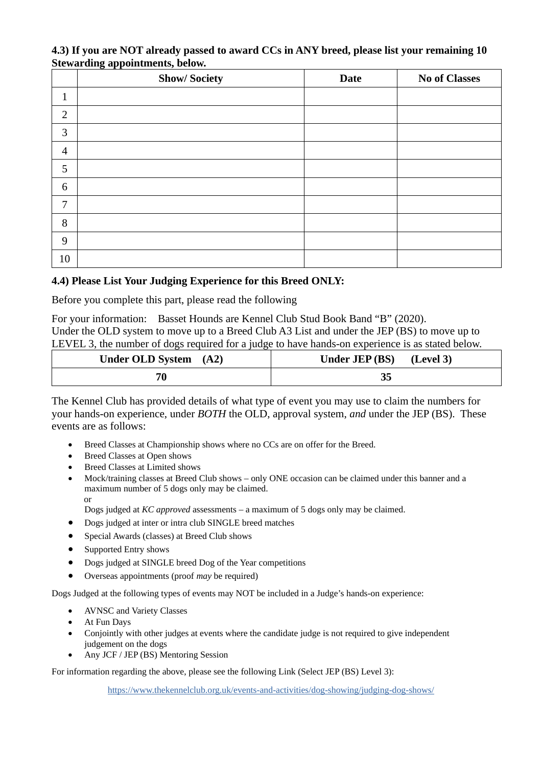**4.3) If you are NOT already passed to award CCs in ANY breed, please list your remaining 10 Stewarding appointments, below.**

| | Show/ Society | Date | No of Classes |
|---|---|---|---|
| 1 | | | |
| 2 | | | |
| 3 | | | |
| 4 | | | |
| 5 | | | |
| 6 | | | |
| 7 | | | |
| 8 | | | |
| 9 | | | |
| 10 | | | |

**4.4) Please List Your Judging Experience for this Breed ONLY:**

Before you complete this part, please read the following

For your information: Basset Hounds are Kennel Club Stud Book Band "B" (2020).
Under the OLD system to move up to a Breed Club A3 List and under the JEP (BS) to move up to LEVEL 3, the number of dogs required for a judge to have hands-on experience is as stated below.

| Under OLD System (A2) | Under JEP (BS) (Level 3) |
|---|---|
| **70** | **35** |

The Kennel Club has provided details of what type of event you may use to claim the numbers for your hands-on experience, under *BOTH* the OLD, approval system, *and* under the JEP (BS). These events are as follows:

- Breed Classes at Championship shows where no CCs are on offer for the Breed.
- Breed Classes at Open shows
- Breed Classes at Limited shows
- Mock/training classes at Breed Club shows – only ONE occasion can be claimed under this banner and a maximum number of 5 dogs only may be claimed.
  or
  Dogs judged at *KC approved* assessments – a maximum of 5 dogs only may be claimed.
- Dogs judged at inter or intra club SINGLE breed matches
- Special Awards (classes) at Breed Club shows
- Supported Entry shows
- Dogs judged at SINGLE breed Dog of the Year competitions
- Overseas appointments (proof *may* be required)

Dogs Judged at the following types of events may NOT be included in a Judge's hands-on experience:

- AVNSC and Variety Classes
- At Fun Days
- Conjointly with other judges at events where the candidate judge is not required to give independent judgement on the dogs
- Any JCF / JEP (BS) Mentoring Session

For information regarding the above, please see the following Link (Select JEP (BS) Level 3):

https://www.thekennelclub.org.uk/events-and-activities/dog-showing/judging-dog-shows/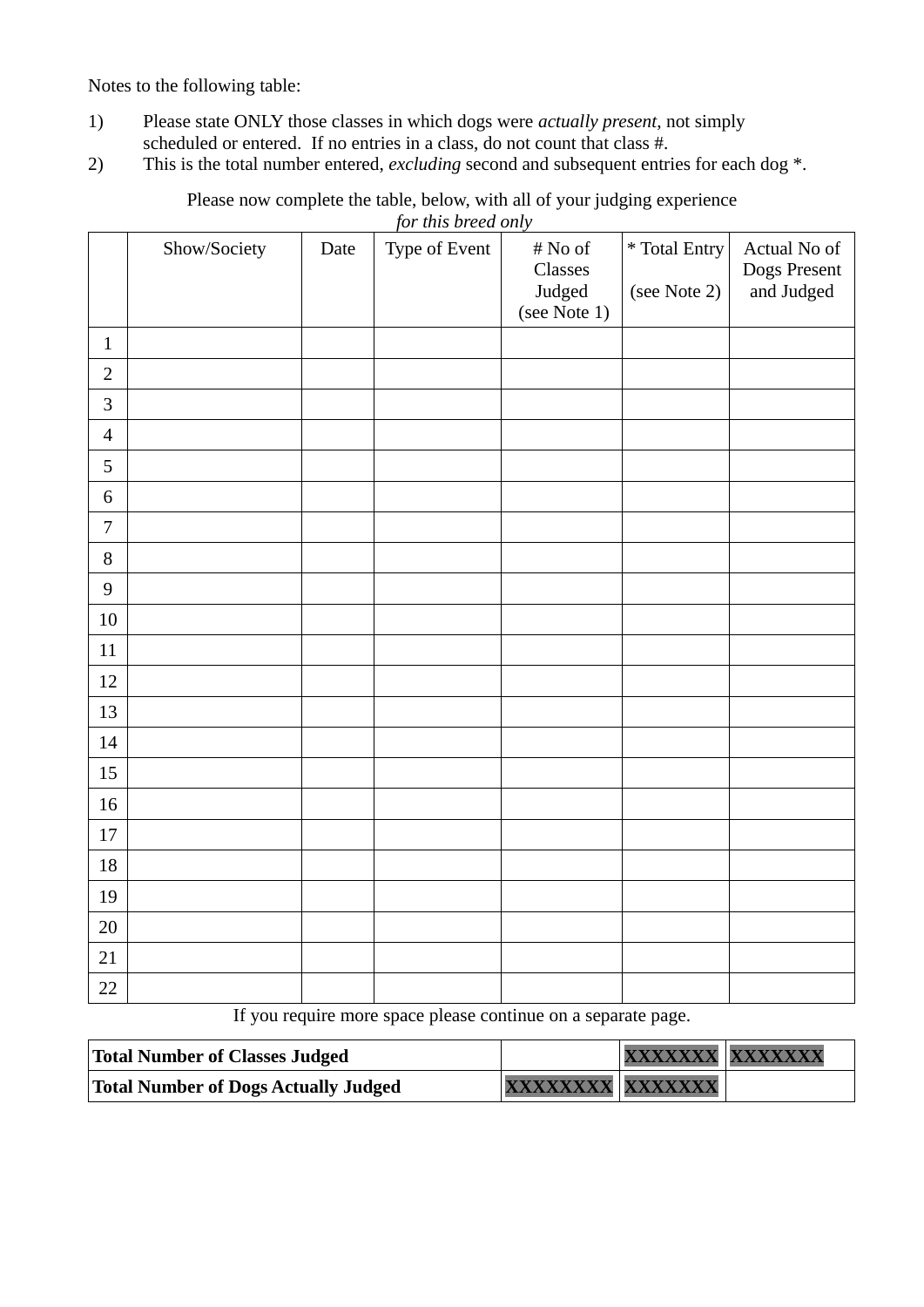Notes to the following table:

1) Please state ONLY those classes in which dogs were *actually present*, not simply scheduled or entered. If no entries in a class, do not count that class #.
2) This is the total number entered, *excluding* second and subsequent entries for each dog *.

Please now complete the table, below, with all of your judging experience *for this breed only*

| | Show/Society | Date | Type of Event | # No of Classes Judged (see Note 1) | * Total Entry (see Note 2) | Actual No of Dogs Present and Judged |
|---|---|---|---|---|---|---|
| 1 | | | | | | |
| 2 | | | | | | |
| 3 | | | | | | |
| 4 | | | | | | |
| 5 | | | | | | |
| 6 | | | | | | |
| 7 | | | | | | |
| 8 | | | | | | |
| 9 | | | | | | |
| 10 | | | | | | |
| 11 | | | | | | |
| 12 | | | | | | |
| 13 | | | | | | |
| 14 | | | | | | |
| 15 | | | | | | |
| 16 | | | | | | |
| 17 | | | | | | |
| 18 | | | | | | |
| 19 | | | | | | |
| 20 | | | | | | |
| 21 | | | | | | |
| 22 | | | | | | |

If you require more space please continue on a separate page.

| | | | |
|---|---|---|---|
| **Total Number of Classes Judged** | | XXXXXXX | XXXXXXX |
| **Total Number of Dogs Actually Judged** | XXXXXXXX | XXXXXXX | |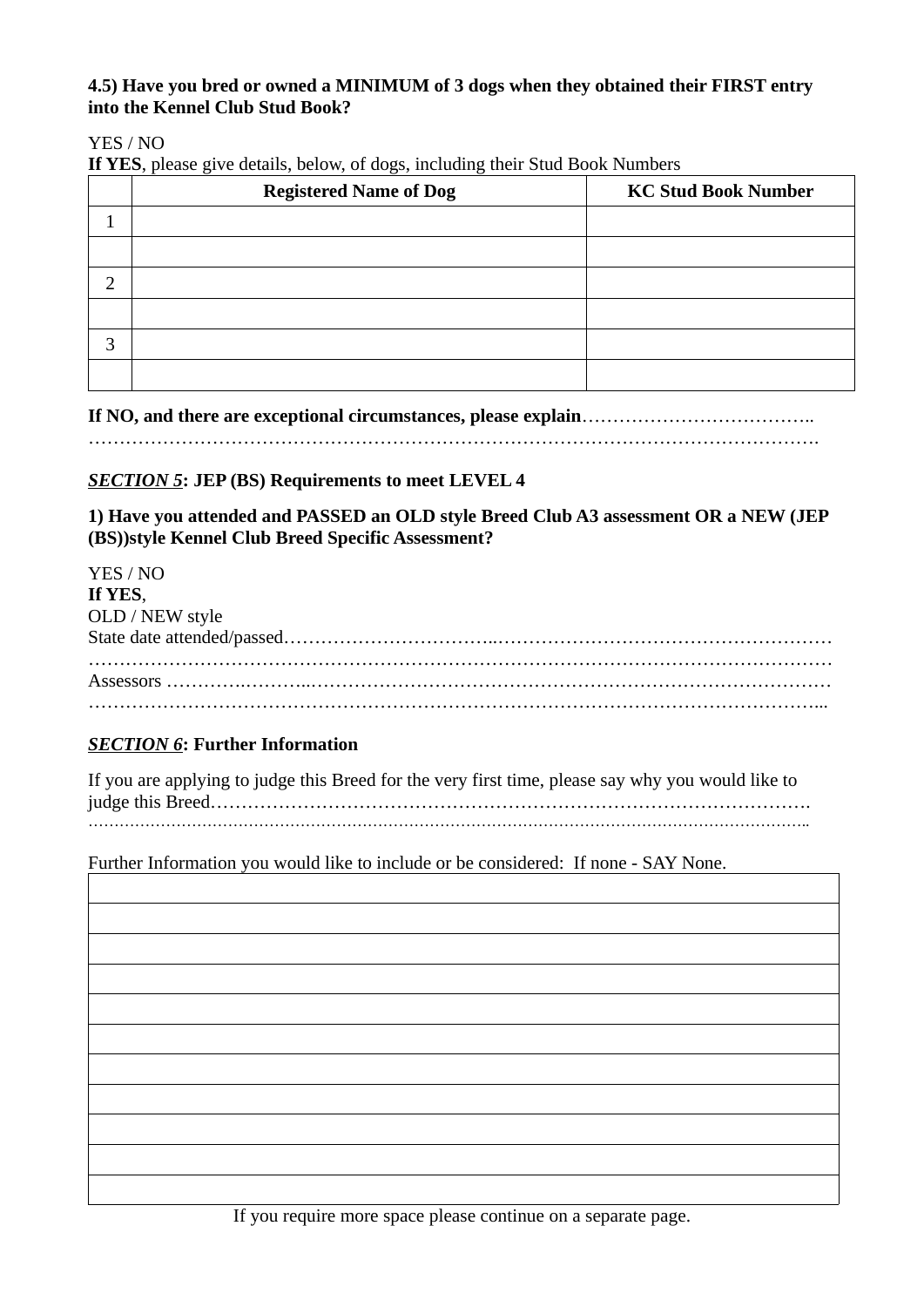**4.5) Have you bred or owned a MINIMUM of 3 dogs when they obtained their FIRST entry into the Kennel Club Stud Book?**

YES / NO

**If YES**, please give details, below, of dogs, including their Stud Book Numbers

| | Registered Name of Dog | KC Stud Book Number |
|---|---|---|
| 1 | | |
| | | |
| 2 | | |
| | | |
| 3 | | |
| | | |

**If NO, and there are exceptional circumstances, please explain**………………………………..
……………………………………………………………………………………………………….

***SECTION 5*: JEP (BS) Requirements to meet LEVEL 4**

**1) Have you attended and PASSED an OLD style Breed Club A3 assessment OR a NEW (JEP (BS))style Kennel Club Breed Specific Assessment?**

YES / NO
**If YES**,
OLD / NEW style
State date attended/passed……………………………..………………………………………….……
…………………………………………………………………………………………………………
Assessors ………….………..…………………………………………………………………………
………………………………………………………………………………………………………...

***SECTION 6*: Further Information**

If you are applying to judge this Breed for the very first time, please say why you would like to judge this Breed…………………………………………………………………………………….
…………………………………………………………………………………………………………….

Further Information you would like to include or be considered: If none - SAY None.

| |
|---|
| |
| |
| |
| |
| |
| |
| |
| |
| |
| |

If you require more space please continue on a separate page.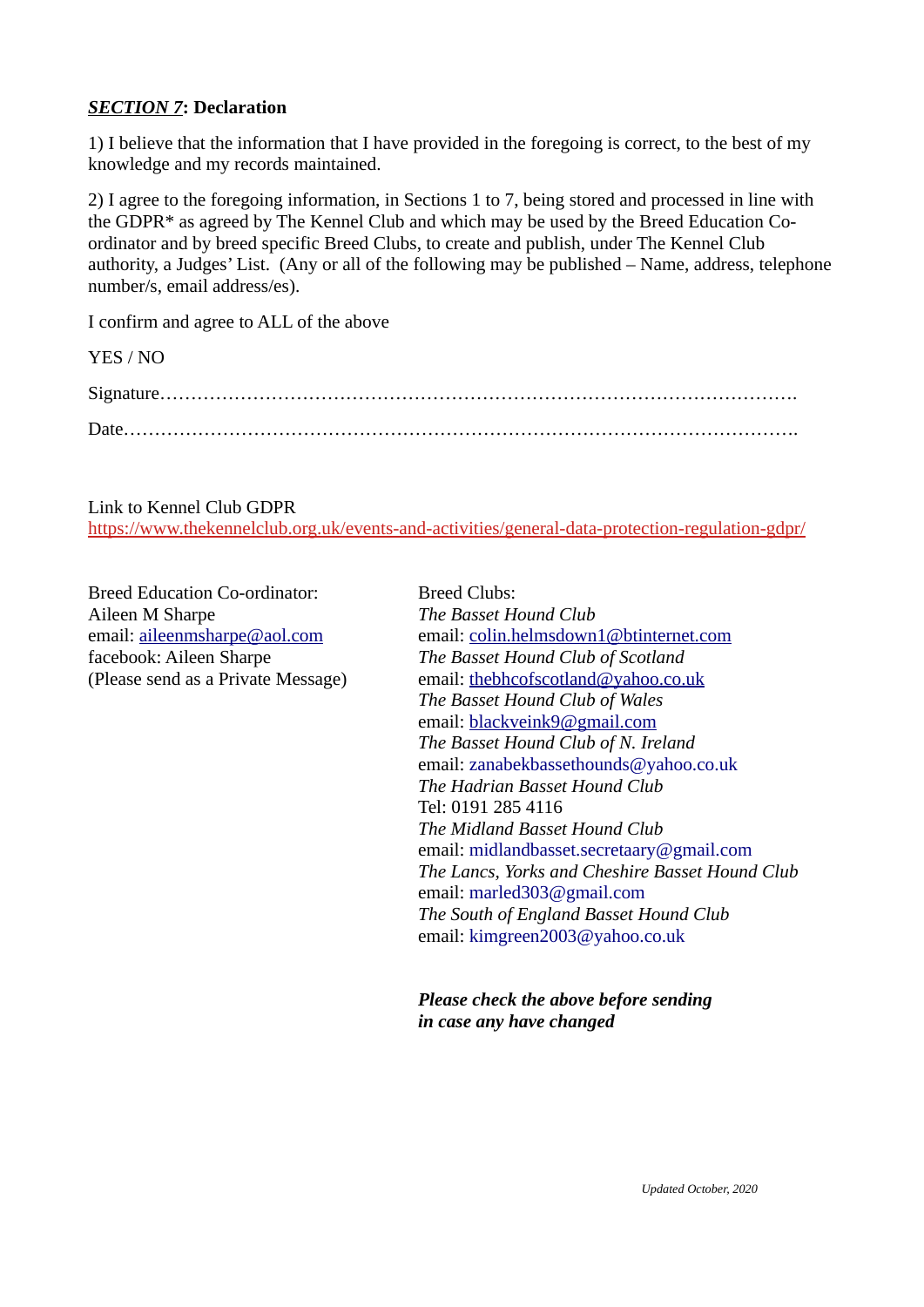***SECTION 7*: Declaration**

1) I believe that the information that I have provided in the foregoing is correct, to the best of my knowledge and my records maintained.

2) I agree to the foregoing information, in Sections 1 to 7, being stored and processed in line with the GDPR* as agreed by The Kennel Club and which may be used by the Breed Education Co-ordinator and by breed specific Breed Clubs, to create and publish, under The Kennel Club authority, a Judges' List. (Any or all of the following may be published – Name, address, telephone number/s, email address/es).

I confirm and agree to ALL of the above

YES / NO

Signature………………………………………………………………………………………….

Date…………………………………………………………………………………………………

Link to Kennel Club GDPR
https://www.thekennelclub.org.uk/events-and-activities/general-data-protection-regulation-gdpr/

Breed Education Co-ordinator:
Aileen M Sharpe
email: aileenmsharpe@aol.com
facebook: Aileen Sharpe
(Please send as a Private Message)

Breed Clubs:
*The Basset Hound Club*
email: colin.helmsdown1@btinternet.com
*The Basset Hound Club of Scotland*
email: thebhcofscotland@yahoo.co.uk
*The Basset Hound Club of Wales*
email: blackveink9@gmail.com
*The Basset Hound Club of N. Ireland*
email: zanabekbassethounds@yahoo.co.uk
*The Hadrian Basset Hound Club*
Tel: 0191 285 4116
*The Midland Basset Hound Club*
email: midlandbasset.secretaary@gmail.com
*The Lancs, Yorks and Cheshire Basset Hound Club*
email: marled303@gmail.com
*The South of England Basset Hound Club*
email: kimgreen2003@yahoo.co.uk

***Please check the above before sending in case any have changed***

*Updated October, 2020*